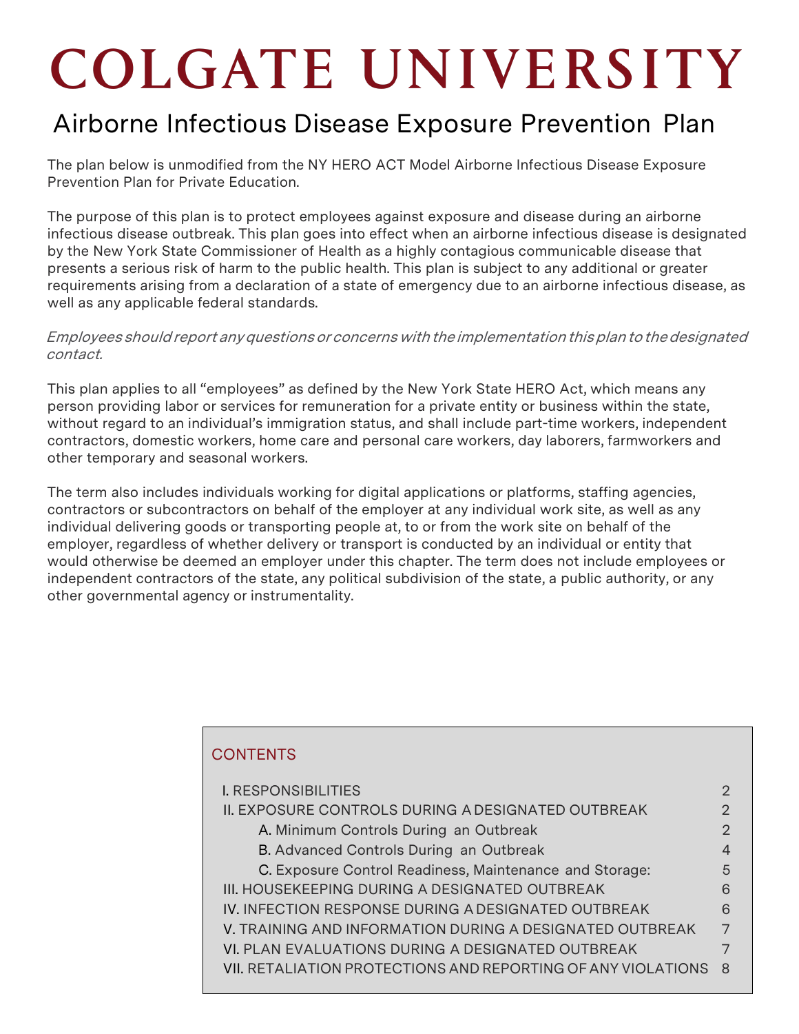# COLGATE UNIVERSITY

## Airborne Infectious Disease Exposure Prevention Plan

The plan below is unmodified from the NY HERO ACT Model Airborne Infectious Disease Exposure Prevention Plan for Private Education.

The purpose of this plan is to protect employees against exposure and disease during an airborne infectious disease outbreak. This plan goes into effect when an airborne infectious disease is designated by the New York State Commissioner of Health as a highly contagious communicable disease that presents a serious risk of harm to the public health. This plan is subject to any additional or greater requirements arising from a declaration of a state of emergency due to an airborne infectious disease, as well as any applicable federal standards.

*Employees should report any questions or concerns with the implementation this plan to the designated contact.*

This plan applies to all "employees" as defined by the New York State HERO Act, which means any person providing labor or services for remuneration for a private entity or business within the state, without regard to an individual's immigration status, and shall include part-time workers, independent contractors, domestic workers, home care and personal care workers, day laborers, farmworkers and other temporary and seasonal workers.

The term also includes individuals working for digital applications or platforms, staffing agencies, contractors or subcontractors on behalf of the employer at any individual work site, as well as any individual delivering goods or transporting people at, to or from the work site on behalf of the employer, regardless of whether delivery or transport is conducted by an individual or entity that would otherwise be deemed an employer under this chapter. The term does not include employees or independent contractors of the state, any political subdivision of the state, a public authority, or any other governmental agency or instrumentality.

### CONTENTS

- I. RESPONSIBILITIES — 2
- II. EXPOSURE CONTROLS DURING A DESIGNATED OUTBREAK — 2
  - A. Minimum Controls During an Outbreak — 2
  - B. Advanced Controls During an Outbreak — 4
  - C. Exposure Control Readiness, Maintenance and Storage: — 5
- III. HOUSEKEEPING DURING A DESIGNATED OUTBREAK — 6
- IV. INFECTION RESPONSE DURING A DESIGNATED OUTBREAK — 6
- V. TRAINING AND INFORMATION DURING A DESIGNATED OUTBREAK — 7
- VI. PLAN EVALUATIONS DURING A DESIGNATED OUTBREAK — 7
- VII. RETALIATION PROTECTIONS AND REPORTING OF ANY VIOLATIONS — 8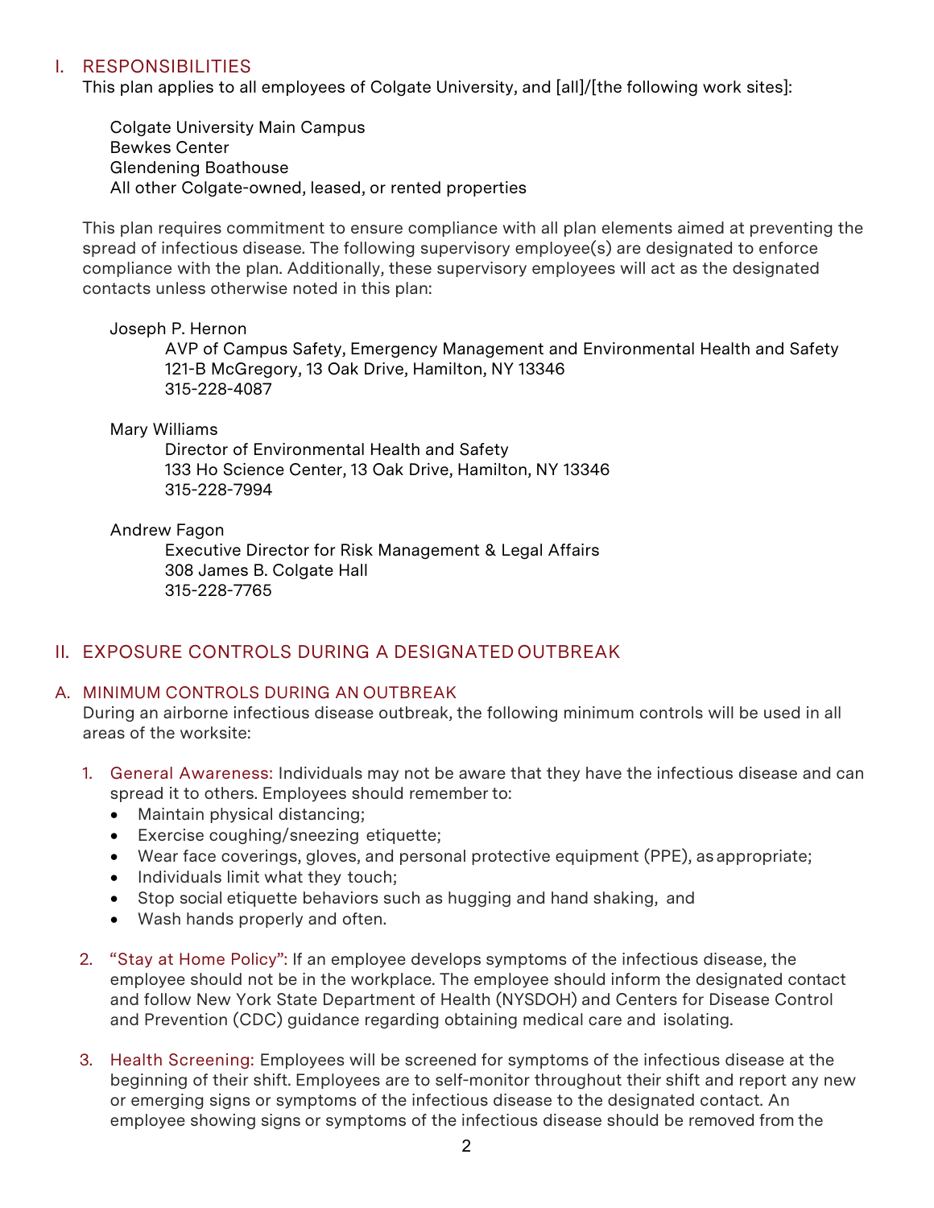## I. RESPONSIBILITIES

This plan applies to all employees of Colgate University, and [all]/[the following work sites]:

Colgate University Main Campus
Bewkes Center
Glendening Boathouse
All other Colgate-owned, leased, or rented properties

This plan requires commitment to ensure compliance with all plan elements aimed at preventing the spread of infectious disease. The following supervisory employee(s) are designated to enforce compliance with the plan. Additionally, these supervisory employees will act as the designated contacts unless otherwise noted in this plan:

Joseph P. Hernon
AVP of Campus Safety, Emergency Management and Environmental Health and Safety
121-B McGregory, 13 Oak Drive, Hamilton, NY 13346
315-228-4087

Mary Williams
Director of Environmental Health and Safety
133 Ho Science Center, 13 Oak Drive, Hamilton, NY 13346
315-228-7994

Andrew Fagon
Executive Director for Risk Management & Legal Affairs
308 James B. Colgate Hall
315-228-7765

## II. EXPOSURE CONTROLS DURING A DESIGNATED OUTBREAK

### A. MINIMUM CONTROLS DURING AN OUTBREAK

During an airborne infectious disease outbreak, the following minimum controls will be used in all areas of the worksite:

1. General Awareness: Individuals may not be aware that they have the infectious disease and can spread it to others. Employees should remember to:
   - Maintain physical distancing;
   - Exercise coughing/sneezing etiquette;
   - Wear face coverings, gloves, and personal protective equipment (PPE), as appropriate;
   - Individuals limit what they touch;
   - Stop social etiquette behaviors such as hugging and hand shaking, and
   - Wash hands properly and often.

2. "Stay at Home Policy": If an employee develops symptoms of the infectious disease, the employee should not be in the workplace. The employee should inform the designated contact and follow New York State Department of Health (NYSDOH) and Centers for Disease Control and Prevention (CDC) guidance regarding obtaining medical care and isolating.

3. Health Screening: Employees will be screened for symptoms of the infectious disease at the beginning of their shift. Employees are to self-monitor throughout their shift and report any new or emerging signs or symptoms of the infectious disease to the designated contact. An employee showing signs or symptoms of the infectious disease should be removed from the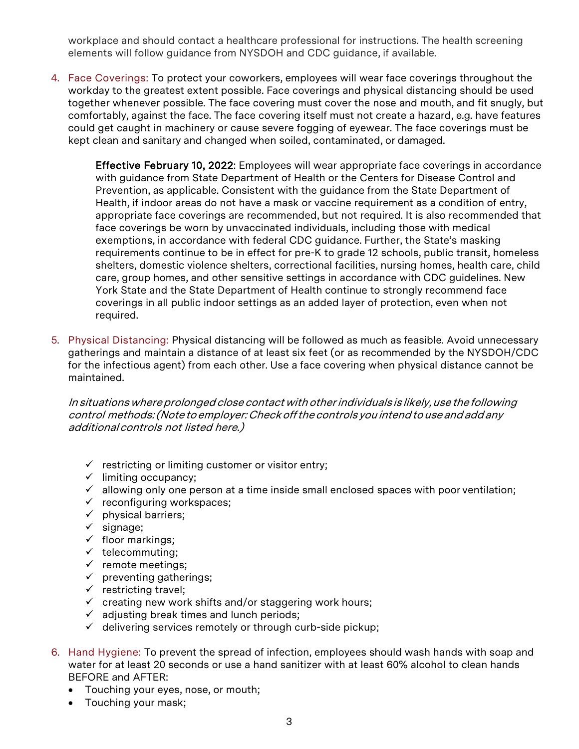workplace and should contact a healthcare professional for instructions. The health screening elements will follow guidance from NYSDOH and CDC guidance, if available.

4. Face Coverings: To protect your coworkers, employees will wear face coverings throughout the workday to the greatest extent possible. Face coverings and physical distancing should be used together whenever possible. The face covering must cover the nose and mouth, and fit snugly, but comfortably, against the face. The face covering itself must not create a hazard, e.g. have features could get caught in machinery or cause severe fogging of eyewear. The face coverings must be kept clean and sanitary and changed when soiled, contaminated, or damaged.

   **Effective February 10, 2022**: Employees will wear appropriate face coverings in accordance with guidance from State Department of Health or the Centers for Disease Control and Prevention, as applicable. Consistent with the guidance from the State Department of Health, if indoor areas do not have a mask or vaccine requirement as a condition of entry, appropriate face coverings are recommended, but not required. It is also recommended that face coverings be worn by unvaccinated individuals, including those with medical exemptions, in accordance with federal CDC guidance. Further, the State's masking requirements continue to be in effect for pre-K to grade 12 schools, public transit, homeless shelters, domestic violence shelters, correctional facilities, nursing homes, health care, child care, group homes, and other sensitive settings in accordance with CDC guidelines. New York State and the State Department of Health continue to strongly recommend face coverings in all public indoor settings as an added layer of protection, even when not required.

5. Physical Distancing: Physical distancing will be followed as much as feasible. Avoid unnecessary gatherings and maintain a distance of at least six feet (or as recommended by the NYSDOH/CDC for the infectious agent) from each other. Use a face covering when physical distance cannot be maintained.

   *In situations where prolonged close contact with other individuals is likely, use the following control methods: (Note to employer: Check off the controls you intend to use and add any additional controls not listed here.)*

   - ✓ restricting or limiting customer or visitor entry;
   - ✓ limiting occupancy;
   - ✓ allowing only one person at a time inside small enclosed spaces with poor ventilation;
   - ✓ reconfiguring workspaces;
   - ✓ physical barriers;
   - ✓ signage;
   - ✓ floor markings;
   - ✓ telecommuting;
   - ✓ remote meetings;
   - ✓ preventing gatherings;
   - ✓ restricting travel;
   - ✓ creating new work shifts and/or staggering work hours;
   - ✓ adjusting break times and lunch periods;
   - ✓ delivering services remotely or through curb-side pickup;

6. Hand Hygiene: To prevent the spread of infection, employees should wash hands with soap and water for at least 20 seconds or use a hand sanitizer with at least 60% alcohol to clean hands BEFORE and AFTER:
   - Touching your eyes, nose, or mouth;
   - Touching your mask;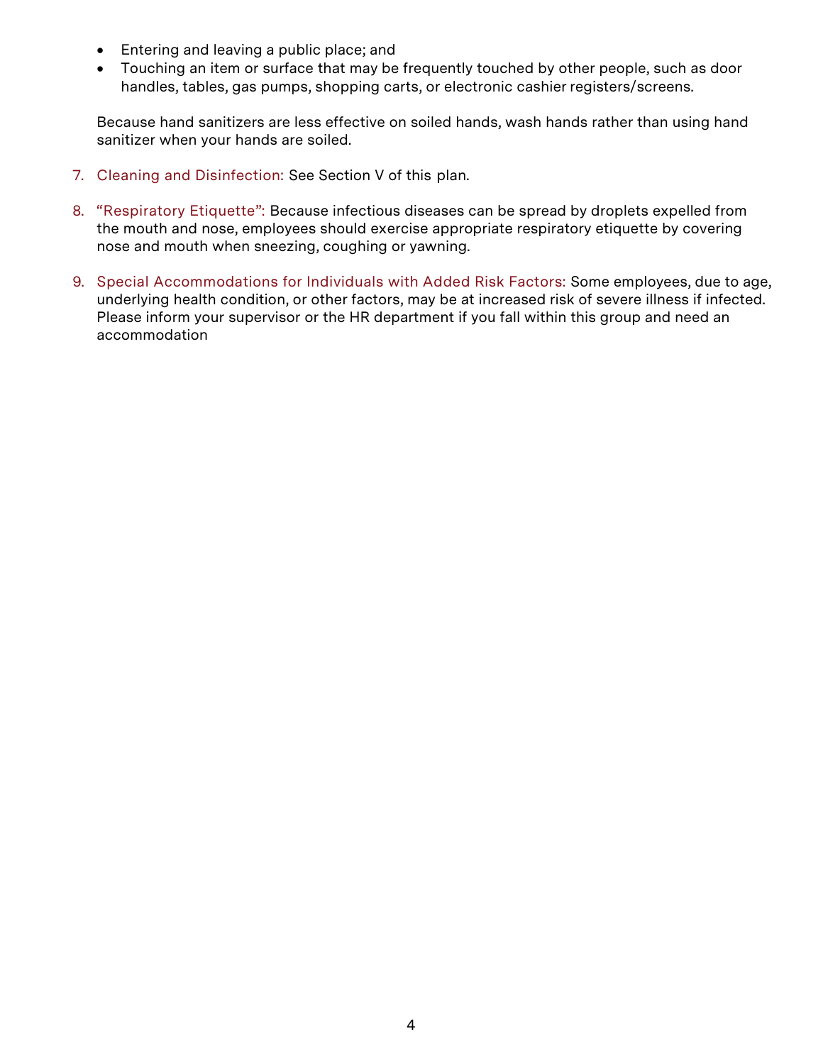- Entering and leaving a public place; and
- Touching an item or surface that may be frequently touched by other people, such as door handles, tables, gas pumps, shopping carts, or electronic cashier registers/screens.

Because hand sanitizers are less effective on soiled hands, wash hands rather than using hand sanitizer when your hands are soiled.

7. Cleaning and Disinfection: See Section V of this plan.

8. "Respiratory Etiquette": Because infectious diseases can be spread by droplets expelled from the mouth and nose, employees should exercise appropriate respiratory etiquette by covering nose and mouth when sneezing, coughing or yawning.

9. Special Accommodations for Individuals with Added Risk Factors: Some employees, due to age, underlying health condition, or other factors, may be at increased risk of severe illness if infected. Please inform your supervisor or the HR department if you fall within this group and need an accommodation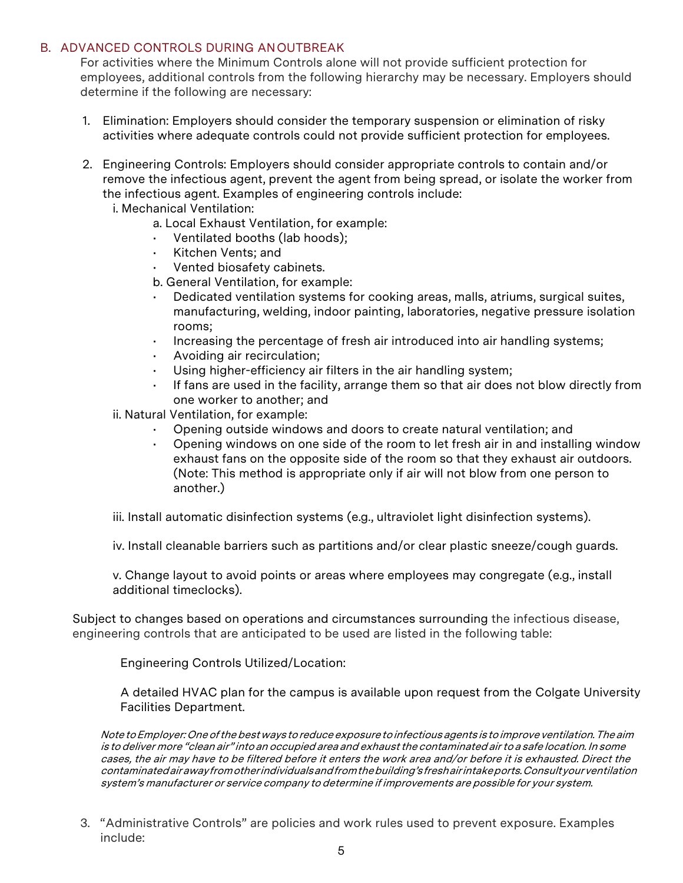## B. ADVANCED CONTROLS DURING AN OUTBREAK

For activities where the Minimum Controls alone will not provide sufficient protection for employees, additional controls from the following hierarchy may be necessary. Employers should determine if the following are necessary:

1. Elimination: Employers should consider the temporary suspension or elimination of risky activities where adequate controls could not provide sufficient protection for employees.

2. Engineering Controls: Employers should consider appropriate controls to contain and/or remove the infectious agent, prevent the agent from being spread, or isolate the worker from the infectious agent. Examples of engineering controls include:

   i. Mechanical Ventilation:

      a. Local Exhaust Ventilation, for example:
      - Ventilated booths (lab hoods);
      - Kitchen Vents; and
      - Vented biosafety cabinets.

      b. General Ventilation, for example:
      - Dedicated ventilation systems for cooking areas, malls, atriums, surgical suites, manufacturing, welding, indoor painting, laboratories, negative pressure isolation rooms;
      - Increasing the percentage of fresh air introduced into air handling systems;
      - Avoiding air recirculation;
      - Using higher-efficiency air filters in the air handling system;
      - If fans are used in the facility, arrange them so that air does not blow directly from one worker to another; and

   ii. Natural Ventilation, for example:
      - Opening outside windows and doors to create natural ventilation; and
      - Opening windows on one side of the room to let fresh air in and installing window exhaust fans on the opposite side of the room so that they exhaust air outdoors. (Note: This method is appropriate only if air will not blow from one person to another.)

   iii. Install automatic disinfection systems (e.g., ultraviolet light disinfection systems).

   iv. Install cleanable barriers such as partitions and/or clear plastic sneeze/cough guards.

   v. Change layout to avoid points or areas where employees may congregate (e.g., install additional timeclocks).

Subject to changes based on operations and circumstances surrounding the infectious disease, engineering controls that are anticipated to be used are listed in the following table:

Engineering Controls Utilized/Location:

A detailed HVAC plan for the campus is available upon request from the Colgate University Facilities Department.

*Note to Employer: One of the best ways to reduce exposure to infectious agents is to improve ventilation. The aim is to deliver more "clean air" into an occupied area and exhaust the contaminated air to a safe location. In some cases, the air may have to be filtered before it enters the work area and/or before it is exhausted. Direct the contaminated air away from other individuals and from the building's fresh air intake ports. Consult your ventilation system's manufacturer or service company to determine if improvements are possible for your system.*

3. "Administrative Controls" are policies and work rules used to prevent exposure. Examples include: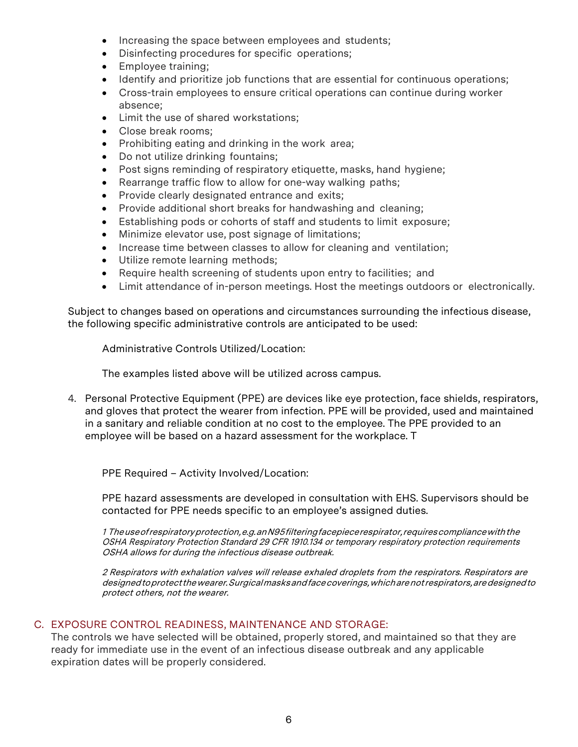- Increasing the space between employees and students;
- Disinfecting procedures for specific operations;
- Employee training;
- Identify and prioritize job functions that are essential for continuous operations;
- Cross-train employees to ensure critical operations can continue during worker absence;
- Limit the use of shared workstations;
- Close break rooms;
- Prohibiting eating and drinking in the work area;
- Do not utilize drinking fountains;
- Post signs reminding of respiratory etiquette, masks, hand hygiene;
- Rearrange traffic flow to allow for one-way walking paths;
- Provide clearly designated entrance and exits;
- Provide additional short breaks for handwashing and cleaning;
- Establishing pods or cohorts of staff and students to limit exposure;
- Minimize elevator use, post signage of limitations;
- Increase time between classes to allow for cleaning and ventilation;
- Utilize remote learning methods;
- Require health screening of students upon entry to facilities; and
- Limit attendance of in-person meetings. Host the meetings outdoors or electronically.

Subject to changes based on operations and circumstances surrounding the infectious disease, the following specific administrative controls are anticipated to be used:

Administrative Controls Utilized/Location:

The examples listed above will be utilized across campus.

4. Personal Protective Equipment (PPE) are devices like eye protection, face shields, respirators, and gloves that protect the wearer from infection. PPE will be provided, used and maintained in a sanitary and reliable condition at no cost to the employee. The PPE provided to an employee will be based on a hazard assessment for the workplace. T

PPE Required – Activity Involved/Location:

PPE hazard assessments are developed in consultation with EHS. Supervisors should be contacted for PPE needs specific to an employee's assigned duties.

*1 The use of respiratory protection, e.g. an N95 filtering facepiece respirator, requires compliance with the OSHA Respiratory Protection Standard 29 CFR 1910.134 or temporary respiratory protection requirements OSHA allows for during the infectious disease outbreak.*

*2 Respirators with exhalation valves will release exhaled droplets from the respirators. Respirators are designed to protect the wearer. Surgical masks and face coverings, which are not respirators, are designed to protect others, not the wearer.*

## C. EXPOSURE CONTROL READINESS, MAINTENANCE AND STORAGE:

The controls we have selected will be obtained, properly stored, and maintained so that they are ready for immediate use in the event of an infectious disease outbreak and any applicable expiration dates will be properly considered.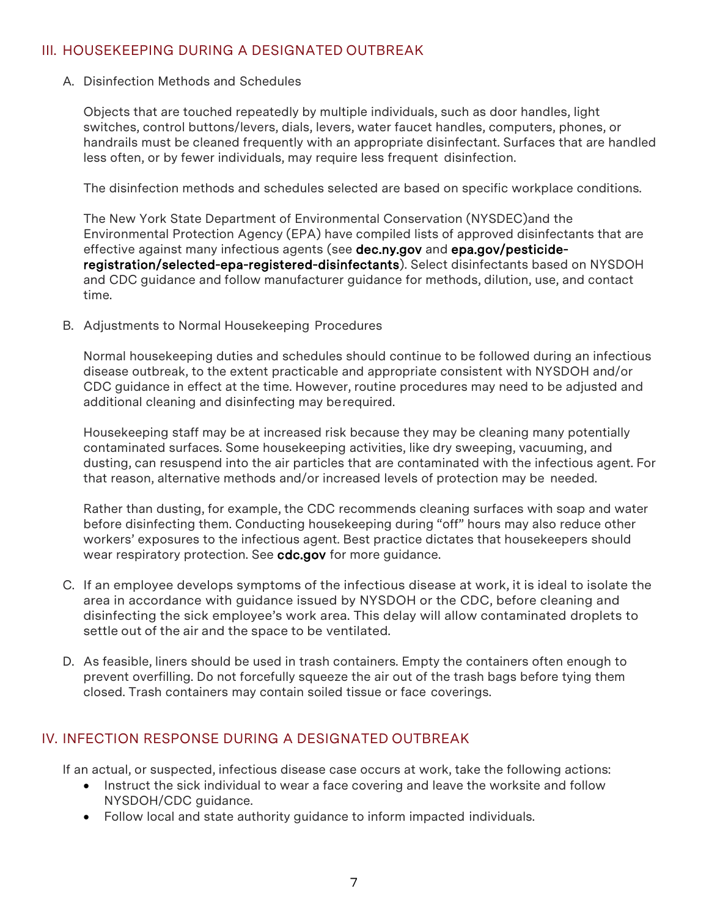## III. HOUSEKEEPING DURING A DESIGNATED OUTBREAK

A. Disinfection Methods and Schedules

Objects that are touched repeatedly by multiple individuals, such as door handles, light switches, control buttons/levers, dials, levers, water faucet handles, computers, phones, or handrails must be cleaned frequently with an appropriate disinfectant. Surfaces that are handled less often, or by fewer individuals, may require less frequent disinfection.

The disinfection methods and schedules selected are based on specific workplace conditions.

The New York State Department of Environmental Conservation (NYSDEC)and the Environmental Protection Agency (EPA) have compiled lists of approved disinfectants that are effective against many infectious agents (see **dec.ny.gov** and **epa.gov/pesticide-registration/selected-epa-registered-disinfectants**). Select disinfectants based on NYSDOH and CDC guidance and follow manufacturer guidance for methods, dilution, use, and contact time.

B. Adjustments to Normal Housekeeping Procedures

Normal housekeeping duties and schedules should continue to be followed during an infectious disease outbreak, to the extent practicable and appropriate consistent with NYSDOH and/or CDC guidance in effect at the time. However, routine procedures may need to be adjusted and additional cleaning and disinfecting may berequired.

Housekeeping staff may be at increased risk because they may be cleaning many potentially contaminated surfaces. Some housekeeping activities, like dry sweeping, vacuuming, and dusting, can resuspend into the air particles that are contaminated with the infectious agent. For that reason, alternative methods and/or increased levels of protection may be needed.

Rather than dusting, for example, the CDC recommends cleaning surfaces with soap and water before disinfecting them. Conducting housekeeping during "off" hours may also reduce other workers' exposures to the infectious agent. Best practice dictates that housekeepers should wear respiratory protection. See **cdc.gov** for more guidance.

C. If an employee develops symptoms of the infectious disease at work, it is ideal to isolate the area in accordance with guidance issued by NYSDOH or the CDC, before cleaning and disinfecting the sick employee's work area. This delay will allow contaminated droplets to settle out of the air and the space to be ventilated.

D. As feasible, liners should be used in trash containers. Empty the containers often enough to prevent overfilling. Do not forcefully squeeze the air out of the trash bags before tying them closed. Trash containers may contain soiled tissue or face coverings.

## IV. INFECTION RESPONSE DURING A DESIGNATED OUTBREAK

If an actual, or suspected, infectious disease case occurs at work, take the following actions:

- Instruct the sick individual to wear a face covering and leave the worksite and follow NYSDOH/CDC guidance.
- Follow local and state authority guidance to inform impacted individuals.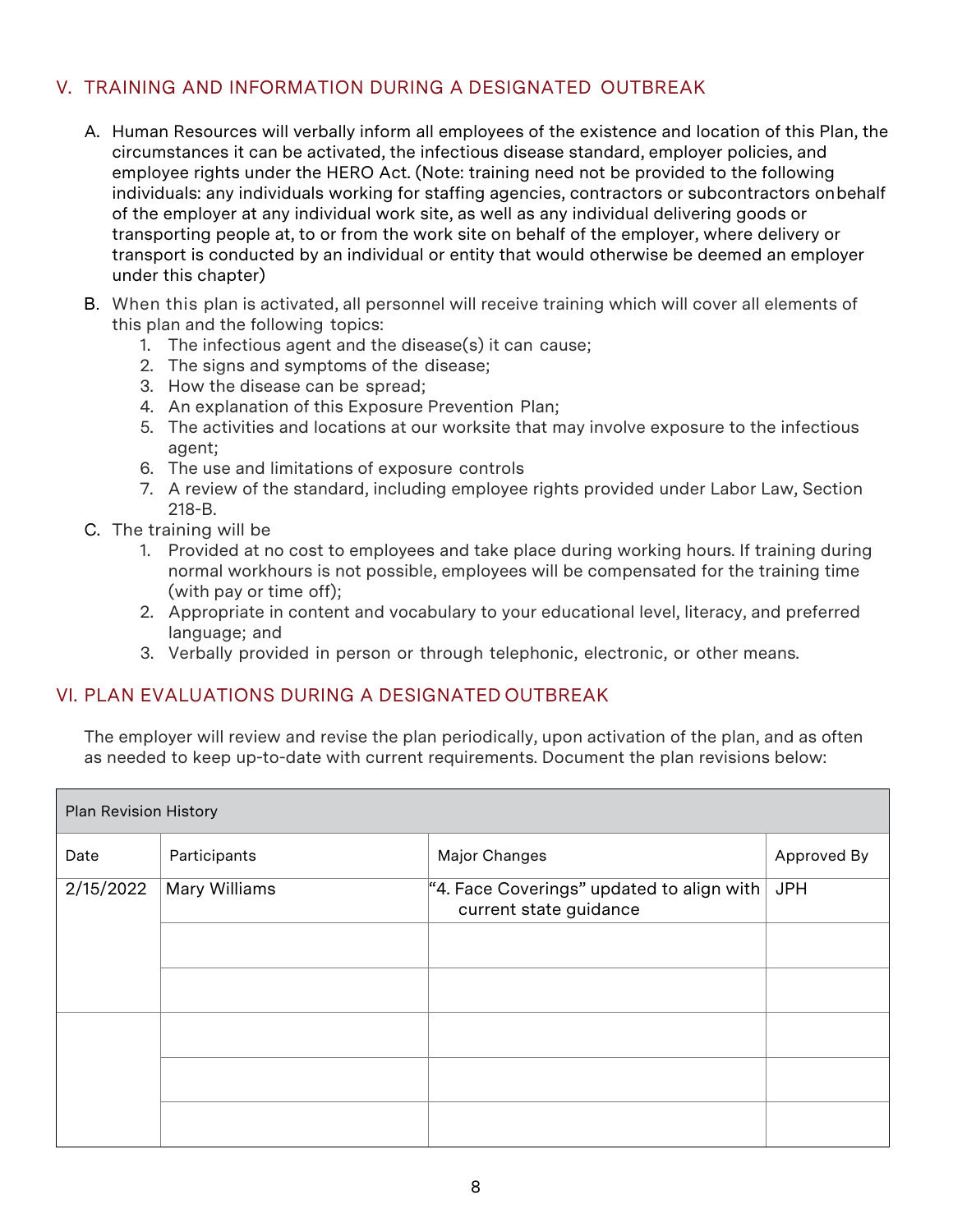## V. TRAINING AND INFORMATION DURING A DESIGNATED OUTBREAK

A. Human Resources will verbally inform all employees of the existence and location of this Plan, the circumstances it can be activated, the infectious disease standard, employer policies, and employee rights under the HERO Act. (Note: training need not be provided to the following individuals: any individuals working for staffing agencies, contractors or subcontractors onbehalf of the employer at any individual work site, as well as any individual delivering goods or transporting people at, to or from the work site on behalf of the employer, where delivery or transport is conducted by an individual or entity that would otherwise be deemed an employer under this chapter)

B. When this plan is activated, all personnel will receive training which will cover all elements of this plan and the following topics:
   1. The infectious agent and the disease(s) it can cause;
   2. The signs and symptoms of the disease;
   3. How the disease can be spread;
   4. An explanation of this Exposure Prevention Plan;
   5. The activities and locations at our worksite that may involve exposure to the infectious agent;
   6. The use and limitations of exposure controls
   7. A review of the standard, including employee rights provided under Labor Law, Section 218-B.

C. The training will be
   1. Provided at no cost to employees and take place during working hours. If training during normal workhours is not possible, employees will be compensated for the training time (with pay or time off);
   2. Appropriate in content and vocabulary to your educational level, literacy, and preferred language; and
   3. Verbally provided in person or through telephonic, electronic, or other means.

## VI. PLAN EVALUATIONS DURING A DESIGNATED OUTBREAK

The employer will review and revise the plan periodically, upon activation of the plan, and as often as needed to keep up-to-date with current requirements. Document the plan revisions below:

| Plan Revision History | | | |
|---|---|---|---|
| Date | Participants | Major Changes | Approved By |
| 2/15/2022 | Mary Williams | "4. Face Coverings" updated to align with current state guidance | JPH |
| | | | |
| | | | |
| | | | |
| | | | |
| | | | |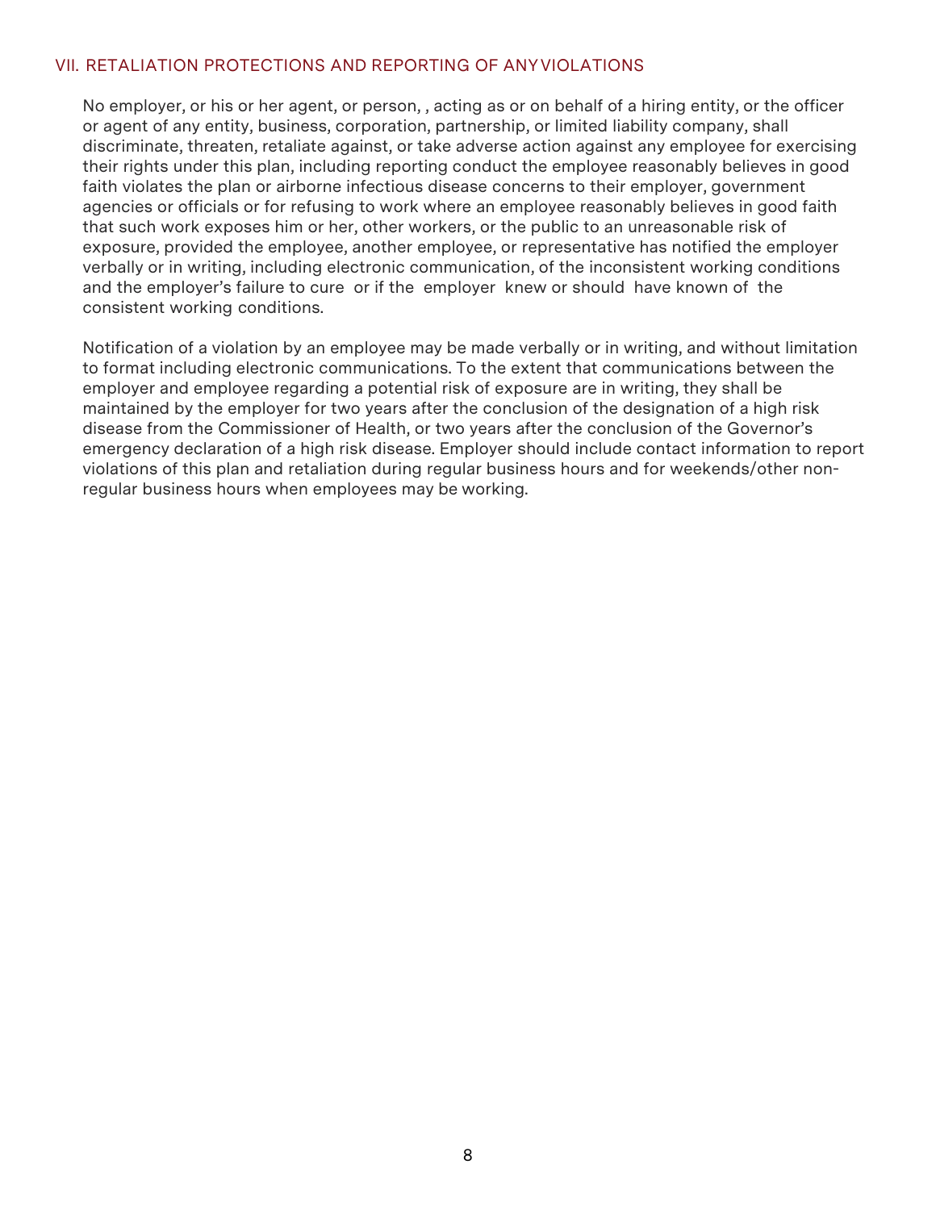## VII. RETALIATION PROTECTIONS AND REPORTING OF ANY VIOLATIONS

No employer, or his or her agent, or person, , acting as or on behalf of a hiring entity, or the officer or agent of any entity, business, corporation, partnership, or limited liability company, shall discriminate, threaten, retaliate against, or take adverse action against any employee for exercising their rights under this plan, including reporting conduct the employee reasonably believes in good faith violates the plan or airborne infectious disease concerns to their employer, government agencies or officials or for refusing to work where an employee reasonably believes in good faith that such work exposes him or her, other workers, or the public to an unreasonable risk of exposure, provided the employee, another employee, or representative has notified the employer verbally or in writing, including electronic communication, of the inconsistent working conditions and the employer's failure to cure or if the employer knew or should have known of the consistent working conditions.

Notification of a violation by an employee may be made verbally or in writing, and without limitation to format including electronic communications. To the extent that communications between the employer and employee regarding a potential risk of exposure are in writing, they shall be maintained by the employer for two years after the conclusion of the designation of a high risk disease from the Commissioner of Health, or two years after the conclusion of the Governor's emergency declaration of a high risk disease. Employer should include contact information to report violations of this plan and retaliation during regular business hours and for weekends/other non-regular business hours when employees may be working.